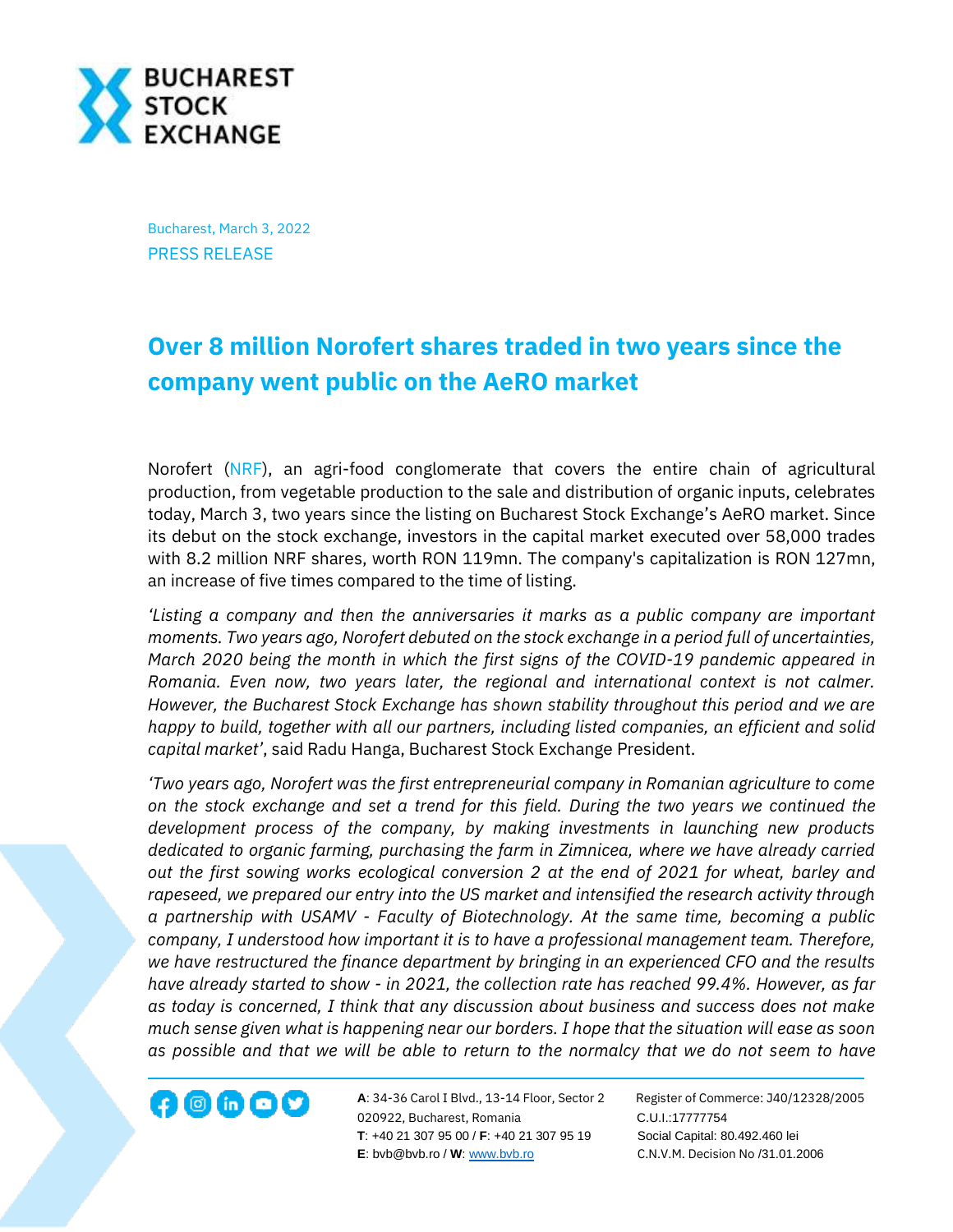Bucharest, March 3, 2022

PRESS RELEASE

# Over 8 million Norofert shares traded in two years since the company went public on the AeRO market

Norofert (NRF), an agri-food conglomerate that covers the entire chain of agricultural production, from vegetable production to the sale and distribution of organic inputs, celebrates today, March 3, two years since the listing on Bucharest Stock Exchange's AeRO market. Since its debut on the stock exchange, investors in the capital market executed over 58,000 trades with 8.2 million NRF shares, worth RON 119mn. The company's capitalization is RON 127mn, an increase of five times compared to the time of listing.

*'Listing a company and then the anniversaries it marks as a public company are important moments. Two years ago, Norofert debuted on the stock exchange in a period full of uncertainties, March 2020 being the month in which the first signs of the COVID-19 pandemic appeared in Romania. Even now, two years later, the regional and international context is not calmer. However, the Bucharest Stock Exchange has shown stability throughout this period and we are happy to build, together with all our partners, including listed companies, an efficient and solid capital market'*, said Radu Hanga, Bucharest Stock Exchange President.

*'Two years ago, Norofert was the first entrepreneurial company in Romanian agriculture to come on the stock exchange and set a trend for this field. During the two years we continued the development process of the company, by making investments in launching new products dedicated to organic farming, purchasing the farm in Zimnicea, where we have already carried out the first sowing works ecological conversion 2 at the end of 2021 for wheat, barley and rapeseed, we prepared our entry into the US market and intensified the research activity through a partnership with USAMV - Faculty of Biotechnology. At the same time, becoming a public company, I understood how important it is to have a professional management team. Therefore, we have restructured the finance department by bringing in an experienced CFO and the results have already started to show - in 2021, the collection rate has reached 99.4%. However, as far as today is concerned, I think that any discussion about business and success does not make much sense given what is happening near our borders. I hope that the situation will ease as soon as possible and that we will be able to return to the normalcy that we do not seem to have*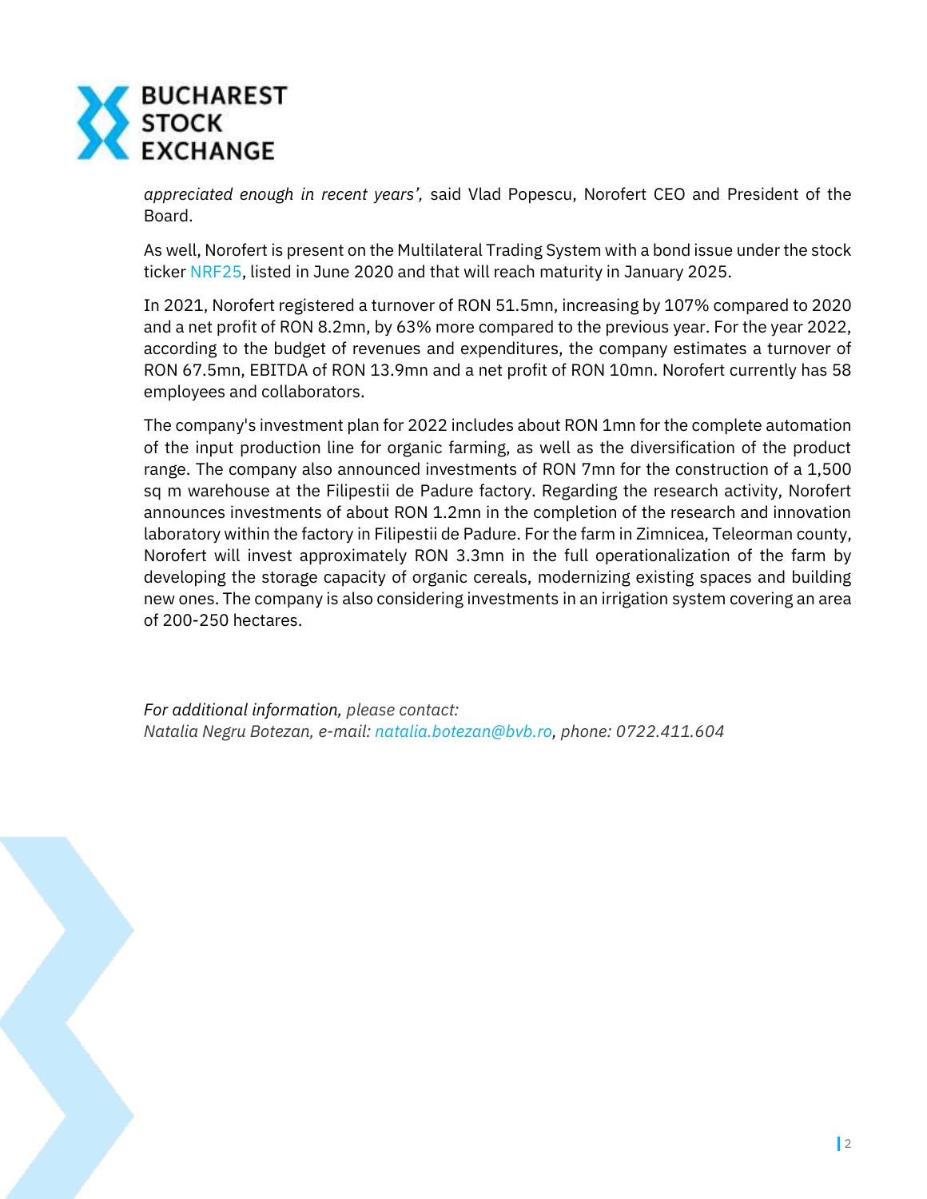*appreciated enough in recent years',* said Vlad Popescu, Norofert CEO and President of the Board.

As well, Norofert is present on the Multilateral Trading System with a bond issue under the stock ticker NRF25, listed in June 2020 and that will reach maturity in January 2025.

In 2021, Norofert registered a turnover of RON 51.5mn, increasing by 107% compared to 2020 and a net profit of RON 8.2mn, by 63% more compared to the previous year. For the year 2022, according to the budget of revenues and expenditures, the company estimates a turnover of RON 67.5mn, EBITDA of RON 13.9mn and a net profit of RON 10mn. Norofert currently has 58 employees and collaborators.

The company's investment plan for 2022 includes about RON 1mn for the complete automation of the input production line for organic farming, as well as the diversification of the product range. The company also announced investments of RON 7mn for the construction of a 1,500 sq m warehouse at the Filipestii de Padure factory. Regarding the research activity, Norofert announces investments of about RON 1.2mn in the completion of the research and innovation laboratory within the factory in Filipestii de Padure. For the farm in Zimnicea, Teleorman county, Norofert will invest approximately RON 3.3mn in the full operationalization of the farm by developing the storage capacity of organic cereals, modernizing existing spaces and building new ones. The company is also considering investments in an irrigation system covering an area of 200-250 hectares.

*For additional information, please contact:*
*Natalia Negru Botezan, e-mail: natalia.botezan@bvb.ro, phone: 0722.411.604*